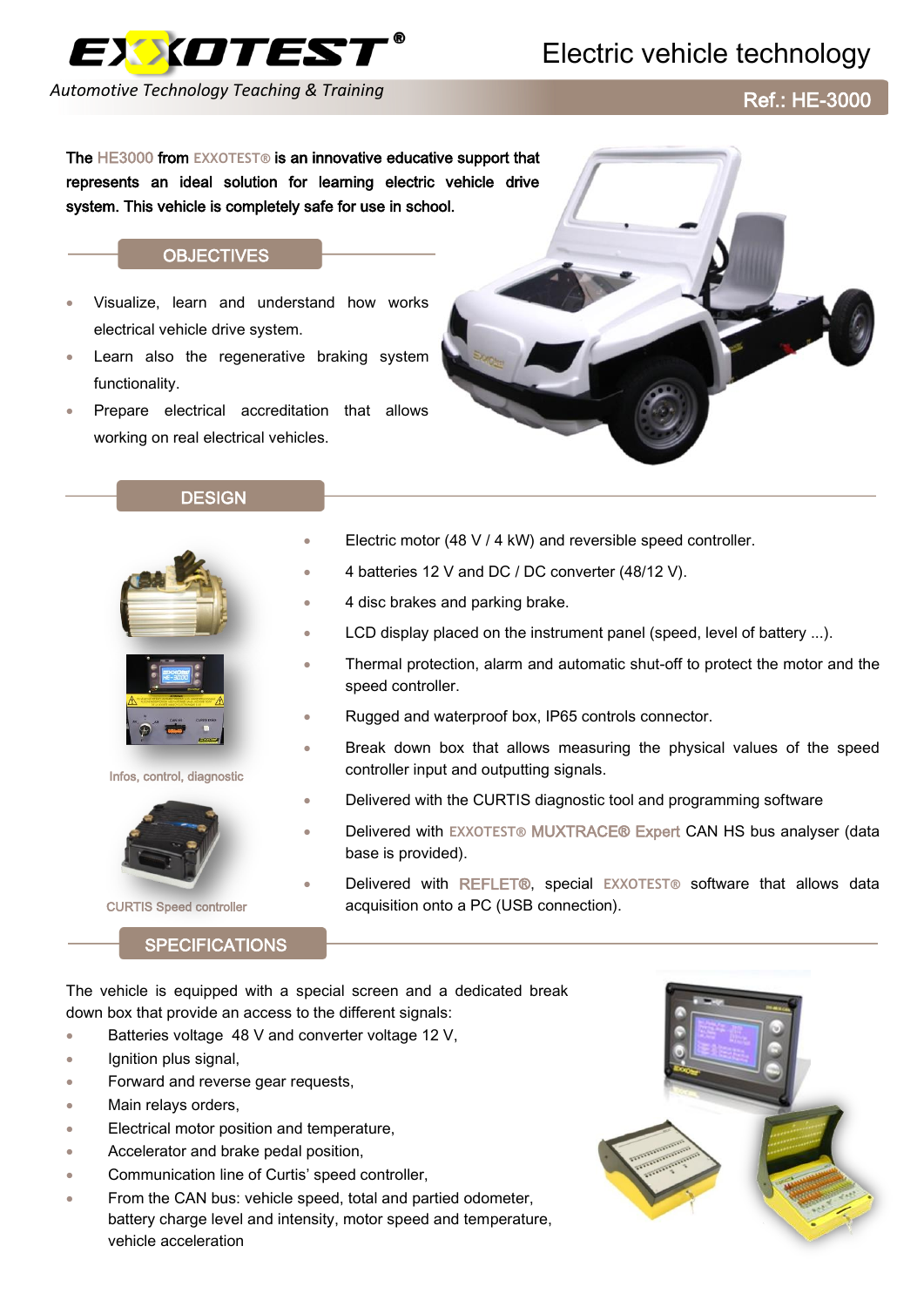# EXXOTEST®

*Automotive Technology Teaching & Training*

# Electric vehicle technology

**Ref.: HE-3000**

**The HE3000 from EXXOTEST® is an innovative educative support that represents an ideal solution for learning electric vehicle drive system. This vehicle is completely safe for use in school.**

## OBJECTIVES

- Visualize, learn and understand how works electrical vehicle drive system.
- Learn also the regenerative braking system functionality.
- Prepare electrical accreditation that allows working on real electrical vehicles.

## DESIGN

- Electric motor (48 V / 4 kW) and reversible speed controller.
- 4 batteries 12 V and DC / DC converter (48/12 V).
- 4 disc brakes and parking brake.
- LCD display placed on the instrument panel (speed, level of battery ...).
- Thermal protection, alarm and automatic shut-off to protect the motor and the speed controller.
- Rugged and waterproof box, IP65 controls connector.
- Break down box that allows measuring the physical values of the speed controller input and outputting signals.
- Delivered with the CURTIS diagnostic tool and programming software
- Delivered with EXXOTEST® MUXTRACE® Expert CAN HS bus analyser (data base is provided).
- Delivered with REFLET®, special EXXOTEST® software that allows data acquisition onto a PC (USB connection).

Infos, control, diagnostic

CURTIS Speed controller

## SPECIFICATIONS

The vehicle is equipped with a special screen and a dedicated break down box that provide an access to the different signals:

- Batteries voltage 48 V and converter voltage 12 V,
- Ignition plus signal,
- Forward and reverse gear requests,
- Main relays orders,
- Electrical motor position and temperature,
- Accelerator and brake pedal position,
- Communication line of Curtis' speed controller,
- From the CAN bus: vehicle speed, total and partied odometer, battery charge level and intensity, motor speed and temperature, vehicle acceleration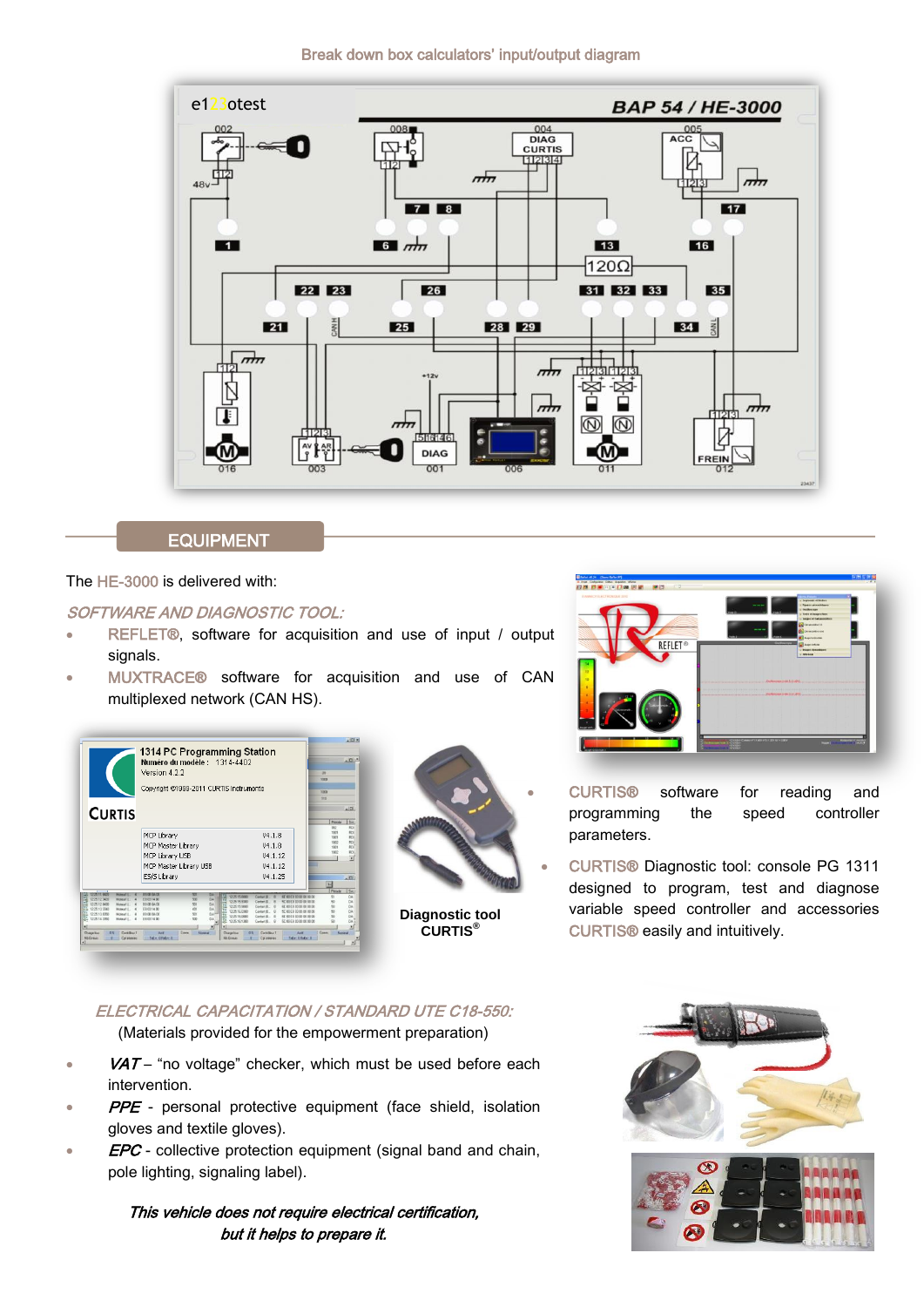Break down box calculators' input/output diagram

## EQUIPMENT

The HE-3000 is delivered with:

*SOFTWARE AND DIAGNOSTIC TOOL:*

- REFLET®, software for acquisition and use of input / output signals.
- MUXTRACE® software for acquisition and use of CAN multiplexed network (CAN HS).
- CURTIS® software for reading and programming the speed controller parameters.
- CURTIS® Diagnostic tool: console PG 1311 designed to program, test and diagnose variable speed controller and accessories CURTIS® easily and intuitively.

Diagnostic tool CURTIS®

*ELECTRICAL CAPACITATION / STANDARD UTE C18-550:*

(Materials provided for the empowerment preparation)

- *VAT* – "no voltage" checker, which must be used before each intervention.
- *PPE* - personal protective equipment (face shield, isolation gloves and textile gloves).
- *EPC* - collective protection equipment (signal band and chain, pole lighting, signaling label).

***This vehicle does not require electrical certification, but it helps to prepare it.***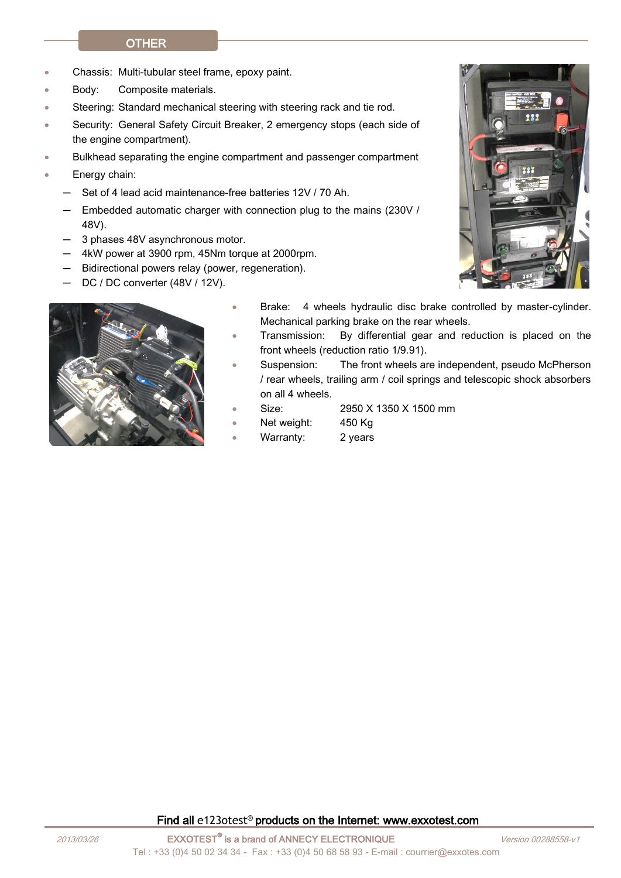## OTHER

- Chassis: Multi-tubular steel frame, epoxy paint.
- Body: Composite materials.
- Steering: Standard mechanical steering with steering rack and tie rod.
- Security: General Safety Circuit Breaker, 2 emergency stops (each side of the engine compartment).
- Bulkhead separating the engine compartment and passenger compartment
- Energy chain:
  - Set of 4 lead acid maintenance-free batteries 12V / 70 Ah.
  - Embedded automatic charger with connection plug to the mains (230V / 48V).
  - 3 phases 48V asynchronous motor.
  - 4kW power at 3900 rpm, 45Nm torque at 2000rpm.
  - Bidirectional powers relay (power, regeneration).
  - DC / DC converter (48V / 12V).
- Brake: 4 wheels hydraulic disc brake controlled by master-cylinder. Mechanical parking brake on the rear wheels.
- Transmission: By differential gear and reduction is placed on the front wheels (reduction ratio 1/9.91).
- Suspension: The front wheels are independent, pseudo McPherson / rear wheels, trailing arm / coil springs and telescopic shock absorbers on all 4 wheels.
- Size: 2950 X 1350 X 1500 mm
- Net weight: 450 Kg
- Warranty: 2 years